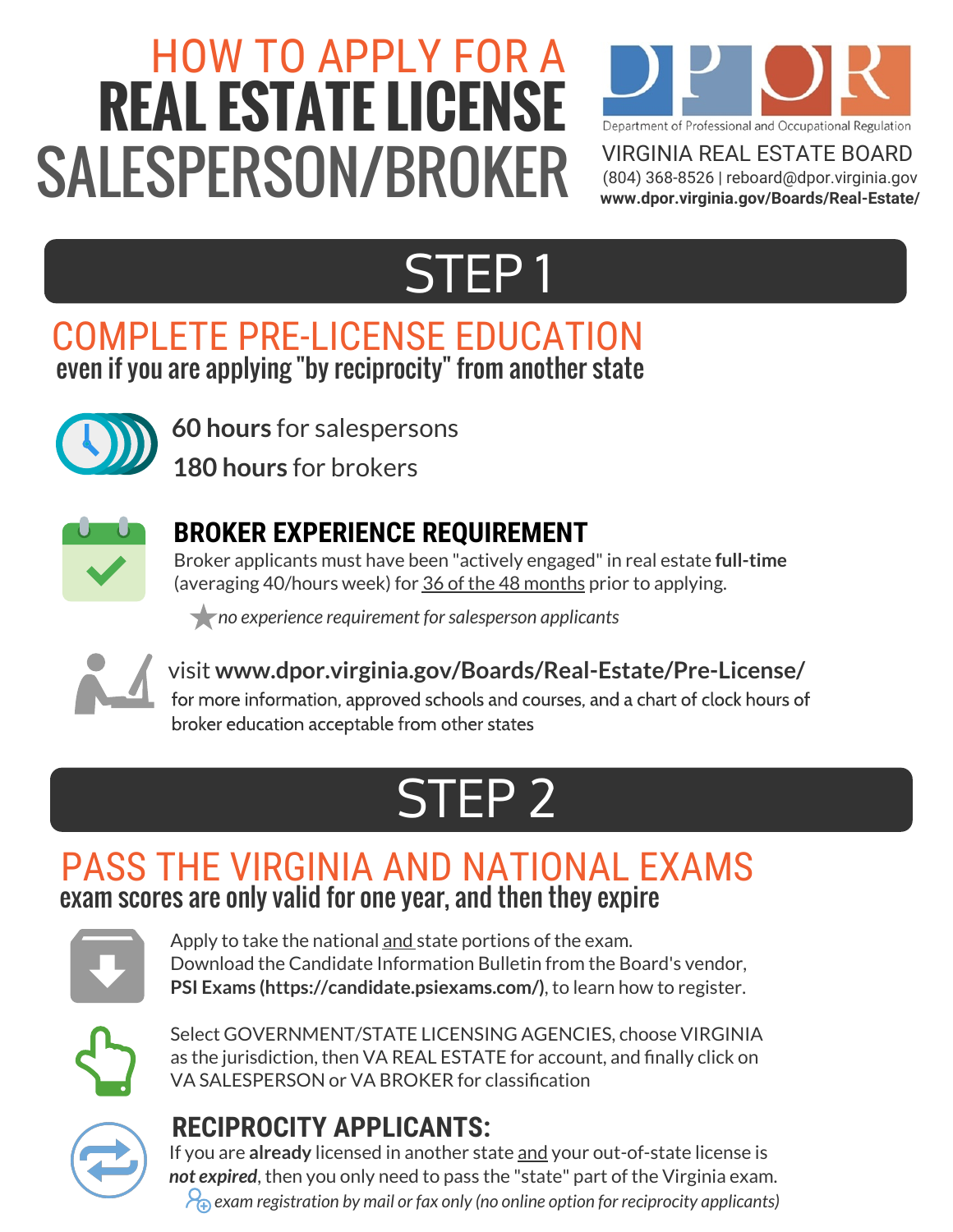# HOW TO APPLY FOR A REAL ESTATE LICENSE SALESPERSON/BROKER

Department of Professional and Occupational Regulation

VIRGINIA REAL ESTATE BOARD

(804) 368-8526 | reboard@dpor.virginia.gov

**www.dpor.virginia.gov/Boards/Real-Estate/**

## STEP 1

### COMPLETE PRE-LICENSE EDUCATION

even if you are applying "by reciprocity" from another state

**60 hours** for salespersons

**180 hours** for brokers

**BROKER EXPERIENCE REQUIREMENT**

Broker applicants must have been "actively engaged" in real estate **full-time** (averaging 40/hours week) for 36 of the 48 months prior to applying.

*no experience requirement for salesperson applicants*

visit **www.dpor.virginia.gov/Boards/Real-Estate/Pre-License/** for more information, approved schools and courses, and a chart of clock hours of broker education acceptable from other states

## STEP 2

### PASS THE VIRGINIA AND NATIONAL EXAMS

exam scores are only valid for one year, and then they expire

Apply to take the national and state portions of the exam. Download the Candidate Information Bulletin from the Board's vendor, **PSI Exams (https://candidate.psiexams.com/)**, to learn how to register.

Select GOVERNMENT/STATE LICENSING AGENCIES, choose VIRGINIA as the jurisdiction, then VA REAL ESTATE for account, and finally click on VA SALESPERSON or VA BROKER for classification

**RECIPROCITY APPLICANTS:**

If you are **already** licensed in another state and your out-of-state license is ***not expired***, then you only need to pass the "state" part of the Virginia exam.

*exam registration by mail or fax only (no online option for reciprocity applicants)*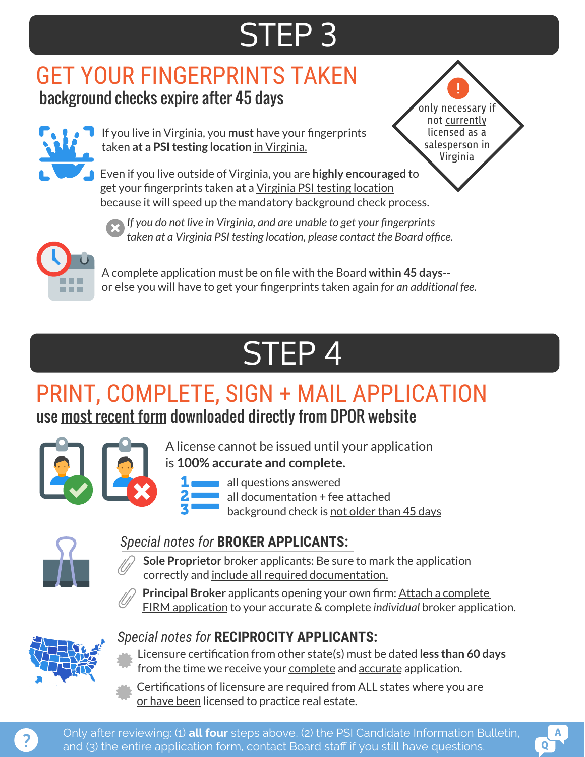# STEP 3

## GET YOUR FINGERPRINTS TAKEN

**background checks expire after 45 days**

**!** only necessary if not currently licensed as a salesperson in Virginia

If you live in Virginia, you **must** have your fingerprints taken **at a PSI testing location** in Virginia.

Even if you live outside of Virginia, you are **highly encouraged** to get your fingerprints taken **at** a Virginia PSI testing location because it will speed up the mandatory background check process.

*If you do not live in Virginia, and are unable to get your fingerprints taken at a Virginia PSI testing location, please contact the Board office.*

A complete application must be on file with the Board **within 45 days**-- or else you will have to get your fingerprints taken again *for an additional fee.*

# STEP 4

## PRINT, COMPLETE, SIGN + MAIL APPLICATION

**use most recent form downloaded directly from DPOR website**

A license cannot be issued until your application is **100% accurate and complete.**

1. all questions answered
2. all documentation + fee attached
3. background check is not older than 45 days

### *Special notes for* BROKER APPLICANTS:

- **Sole Proprietor** broker applicants: Be sure to mark the application correctly and include all required documentation.
- **Principal Broker** applicants opening your own firm: Attach a complete FIRM application to your accurate & complete *individual* broker application.

### *Special notes for* RECIPROCITY APPLICANTS:

- Licensure certification from other state(s) must be dated **less than 60 days** from the time we receive your complete and accurate application.
- Certifications of licensure are required from ALL states where you are or have been licensed to practice real estate.

Only after reviewing: (1) **all four** steps above, (2) the PSI Candidate Information Bulletin, and (3) the entire application form, contact Board staff if you still have questions.